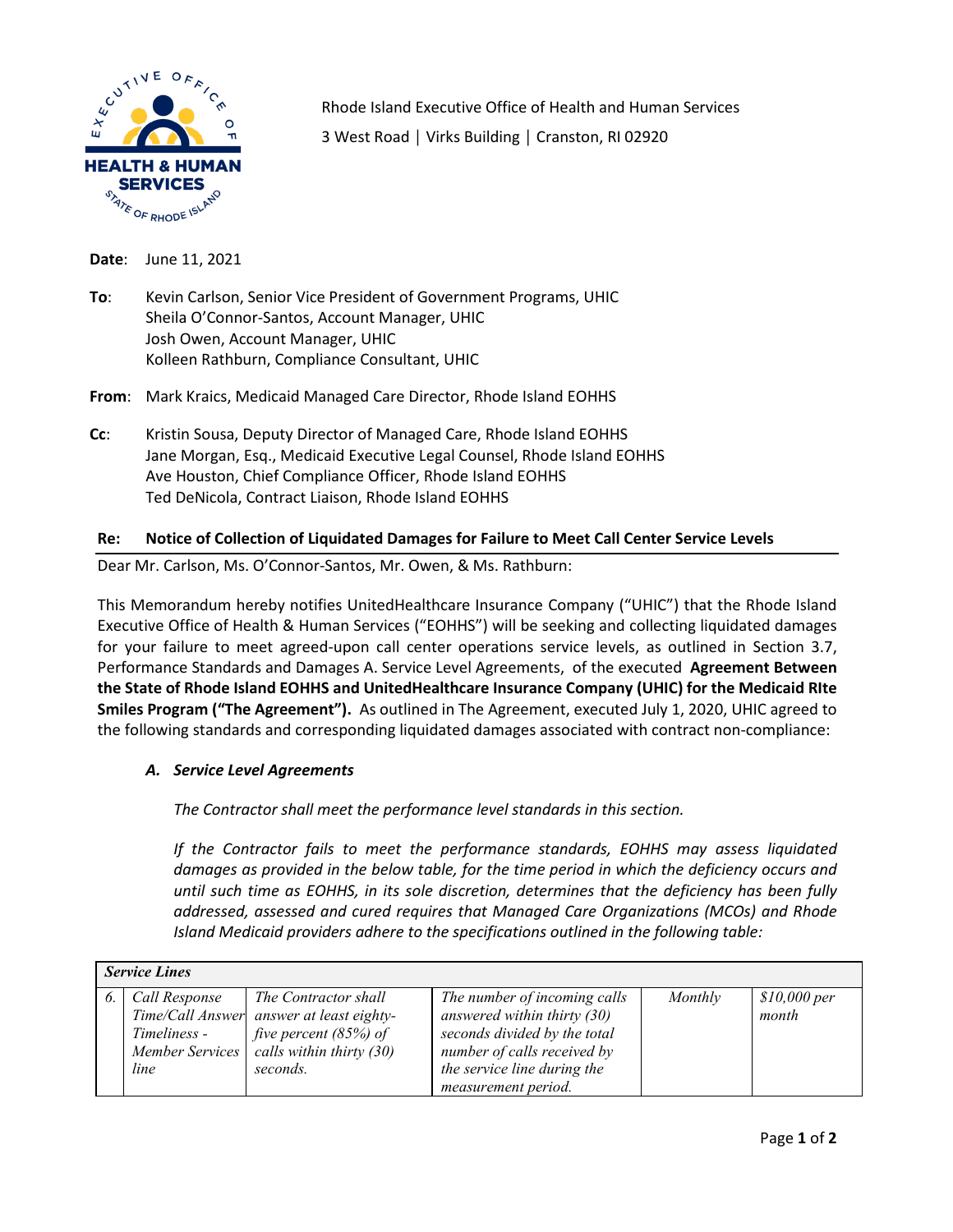Rhode Island Executive Office of Health and Human Services

3 West Road | Virks Building | Cranston, RI 02920

**Date**: June 11, 2021

**To**: Kevin Carlson, Senior Vice President of Government Programs, UHIC
Sheila O'Connor-Santos, Account Manager, UHIC
Josh Owen, Account Manager, UHIC
Kolleen Rathburn, Compliance Consultant, UHIC

**From**: Mark Kraics, Medicaid Managed Care Director, Rhode Island EOHHS

**Cc**: Kristin Sousa, Deputy Director of Managed Care, Rhode Island EOHHS
Jane Morgan, Esq., Medicaid Executive Legal Counsel, Rhode Island EOHHS
Ave Houston, Chief Compliance Officer, Rhode Island EOHHS
Ted DeNicola, Contract Liaison, Rhode Island EOHHS

**Re: Notice of Collection of Liquidated Damages for Failure to Meet Call Center Service Levels**

Dear Mr. Carlson, Ms. O'Connor-Santos, Mr. Owen, & Ms. Rathburn:

This Memorandum hereby notifies UnitedHealthcare Insurance Company ("UHIC") that the Rhode Island Executive Office of Health & Human Services ("EOHHS") will be seeking and collecting liquidated damages for your failure to meet agreed-upon call center operations service levels, as outlined in Section 3.7, Performance Standards and Damages A. Service Level Agreements, of the executed **Agreement Between the State of Rhode Island EOHHS and UnitedHealthcare Insurance Company (UHIC) for the Medicaid RIte Smiles Program ("The Agreement").** As outlined in The Agreement, executed July 1, 2020, UHIC agreed to the following standards and corresponding liquidated damages associated with contract non-compliance:

***A. Service Level Agreements***

*The Contractor shall meet the performance level standards in this section.*

*If the Contractor fails to meet the performance standards, EOHHS may assess liquidated damages as provided in the below table, for the time period in which the deficiency occurs and until such time as EOHHS, in its sole discretion, determines that the deficiency has been fully addressed, assessed and cured requires that Managed Care Organizations (MCOs) and Rhode Island Medicaid providers adhere to the specifications outlined in the following table:*

| ***Service Lines*** | | | | | |
|---|---|---|---|---|---|
| *6.* | *Call Response Time/Call Answer Timeliness - Member Services line* | *The Contractor shall answer at least eighty-five percent (85%) of calls within thirty (30) seconds.* | *The number of incoming calls answered within thirty (30) seconds divided by the total number of calls received by the service line during the measurement period.* | *Monthly* | *$10,000 per month* |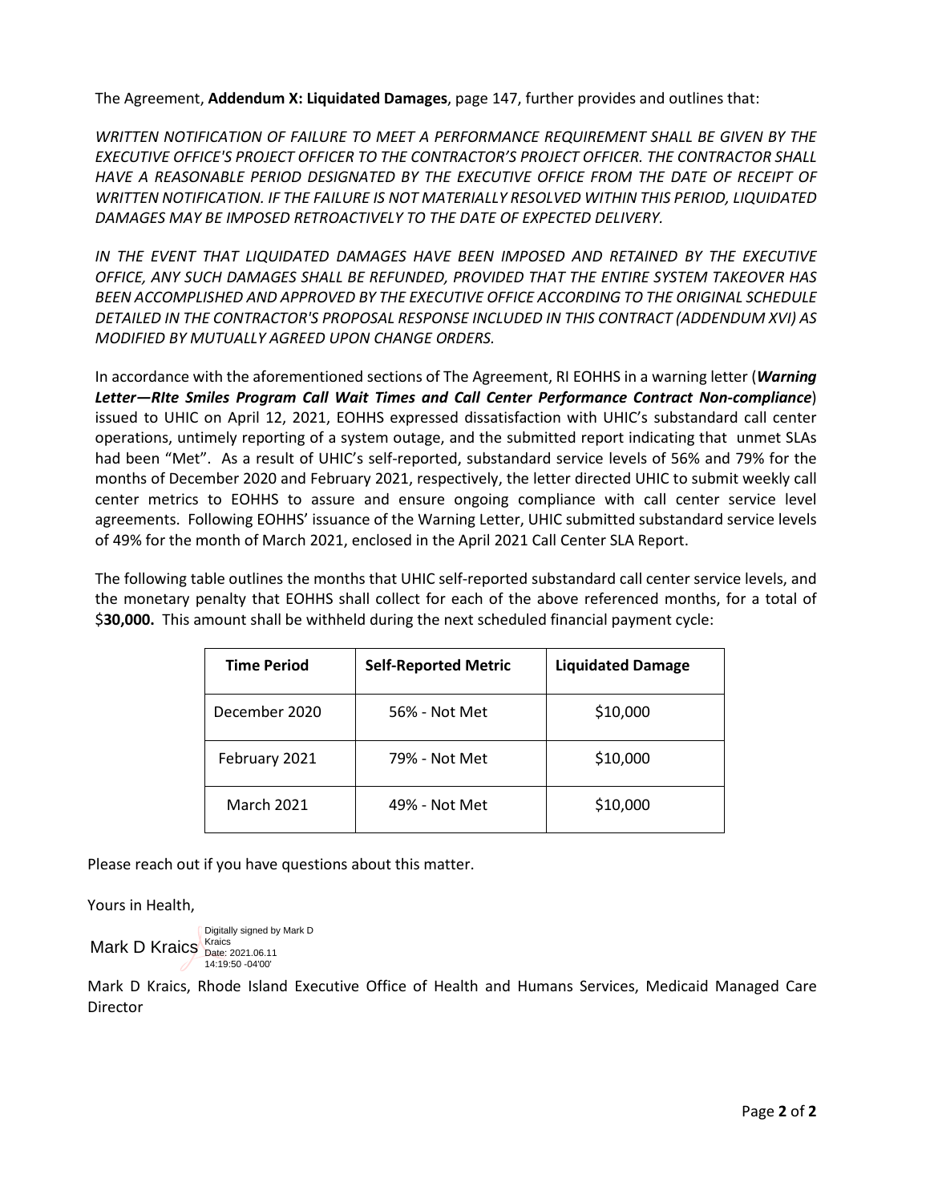The Agreement, **Addendum X: Liquidated Damages**, page 147, further provides and outlines that:

*WRITTEN NOTIFICATION OF FAILURE TO MEET A PERFORMANCE REQUIREMENT SHALL BE GIVEN BY THE EXECUTIVE OFFICE'S PROJECT OFFICER TO THE CONTRACTOR'S PROJECT OFFICER. THE CONTRACTOR SHALL HAVE A REASONABLE PERIOD DESIGNATED BY THE EXECUTIVE OFFICE FROM THE DATE OF RECEIPT OF WRITTEN NOTIFICATION. IF THE FAILURE IS NOT MATERIALLY RESOLVED WITHIN THIS PERIOD, LIQUIDATED DAMAGES MAY BE IMPOSED RETROACTIVELY TO THE DATE OF EXPECTED DELIVERY.*

*IN THE EVENT THAT LIQUIDATED DAMAGES HAVE BEEN IMPOSED AND RETAINED BY THE EXECUTIVE OFFICE, ANY SUCH DAMAGES SHALL BE REFUNDED, PROVIDED THAT THE ENTIRE SYSTEM TAKEOVER HAS BEEN ACCOMPLISHED AND APPROVED BY THE EXECUTIVE OFFICE ACCORDING TO THE ORIGINAL SCHEDULE DETAILED IN THE CONTRACTOR'S PROPOSAL RESPONSE INCLUDED IN THIS CONTRACT (ADDENDUM XVI) AS MODIFIED BY MUTUALLY AGREED UPON CHANGE ORDERS.*

In accordance with the aforementioned sections of The Agreement, RI EOHHS in a warning letter (***Warning Letter—RIte Smiles Program Call Wait Times and Call Center Performance Contract Non-compliance***) issued to UHIC on April 12, 2021, EOHHS expressed dissatisfaction with UHIC's substandard call center operations, untimely reporting of a system outage, and the submitted report indicating that unmet SLAs had been "Met". As a result of UHIC's self-reported, substandard service levels of 56% and 79% for the months of December 2020 and February 2021, respectively, the letter directed UHIC to submit weekly call center metrics to EOHHS to assure and ensure ongoing compliance with call center service level agreements. Following EOHHS' issuance of the Warning Letter, UHIC submitted substandard service levels of 49% for the month of March 2021, enclosed in the April 2021 Call Center SLA Report.

The following table outlines the months that UHIC self-reported substandard call center service levels, and the monetary penalty that EOHHS shall collect for each of the above referenced months, for a total of $**30,000.** This amount shall be withheld during the next scheduled financial payment cycle:

| Time Period | Self-Reported Metric | Liquidated Damage |
|---|---|---|
| December 2020 | 56% - Not Met | $10,000 |
| February 2021 | 79% - Not Met | $10,000 |
| March 2021 | 49% - Not Met | $10,000 |

Please reach out if you have questions about this matter.

Yours in Health,

Mark D Kraics
Digitally signed by Mark D Kraics
Date: 2021.06.11 14:19:50 -04'00'

Mark D Kraics, Rhode Island Executive Office of Health and Humans Services, Medicaid Managed Care Director